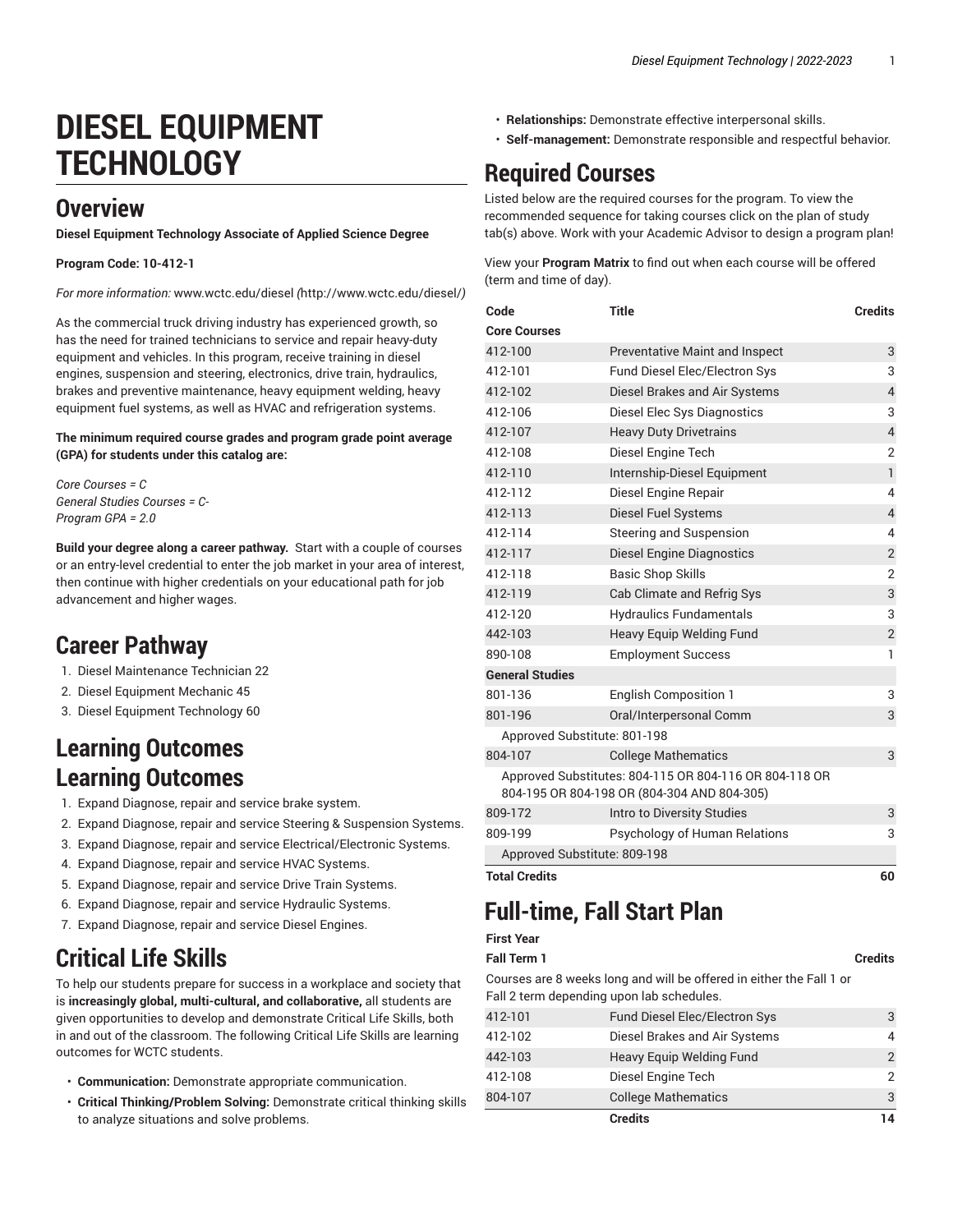# DIESEL EQUIPMENT TECHNOLOGY

## Overview

**Diesel Equipment Technology Associate of Applied Science Degree**

**Program Code: 10-412-1**

*For more information:* www.wctc.edu/diesel *(*http://www.wctc.edu/diesel/*)*

As the commercial truck driving industry has experienced growth, so has the need for trained technicians to service and repair heavy-duty equipment and vehicles. In this program, receive training in diesel engines, suspension and steering, electronics, drive train, hydraulics, brakes and preventive maintenance, heavy equipment welding, heavy equipment fuel systems, as well as HVAC and refrigeration systems.

**The minimum required course grades and program grade point average (GPA) for students under this catalog are:**

*Core Courses = C*
*General Studies Courses = C-*
*Program GPA = 2.0*

**Build your degree along a career pathway.** Start with a couple of courses or an entry-level credential to enter the job market in your area of interest, then continue with higher credentials on your educational path for job advancement and higher wages.

## Career Pathway

1. Diesel Maintenance Technician 22
2. Diesel Equipment Mechanic 45
3. Diesel Equipment Technology 60

## Learning Outcomes

## Learning Outcomes

1. Expand Diagnose, repair and service brake system.
2. Expand Diagnose, repair and service Steering & Suspension Systems.
3. Expand Diagnose, repair and service Electrical/Electronic Systems.
4. Expand Diagnose, repair and service HVAC Systems.
5. Expand Diagnose, repair and service Drive Train Systems.
6. Expand Diagnose, repair and service Hydraulic Systems.
7. Expand Diagnose, repair and service Diesel Engines.

## Critical Life Skills

To help our students prepare for success in a workplace and society that is **increasingly global, multi-cultural, and collaborative,** all students are given opportunities to develop and demonstrate Critical Life Skills, both in and out of the classroom. The following Critical Life Skills are learning outcomes for WCTC students.

- **Communication:** Demonstrate appropriate communication.
- **Critical Thinking/Problem Solving:** Demonstrate critical thinking skills to analyze situations and solve problems.
- **Relationships:** Demonstrate effective interpersonal skills.
- **Self-management:** Demonstrate responsible and respectful behavior.

## Required Courses

Listed below are the required courses for the program. To view the recommended sequence for taking courses click on the plan of study tab(s) above. Work with your Academic Advisor to design a program plan!

View your **Program Matrix** to find out when each course will be offered (term and time of day).

| Code | Title | Credits |
|---|---|---|
| **Core Courses** | | |
| 412-100 | Preventative Maint and Inspect | 3 |
| 412-101 | Fund Diesel Elec/Electron Sys | 3 |
| 412-102 | Diesel Brakes and Air Systems | 4 |
| 412-106 | Diesel Elec Sys Diagnostics | 3 |
| 412-107 | Heavy Duty Drivetrains | 4 |
| 412-108 | Diesel Engine Tech | 2 |
| 412-110 | Internship-Diesel Equipment | 1 |
| 412-112 | Diesel Engine Repair | 4 |
| 412-113 | Diesel Fuel Systems | 4 |
| 412-114 | Steering and Suspension | 4 |
| 412-117 | Diesel Engine Diagnostics | 2 |
| 412-118 | Basic Shop Skills | 2 |
| 412-119 | Cab Climate and Refrig Sys | 3 |
| 412-120 | Hydraulics Fundamentals | 3 |
| 442-103 | Heavy Equip Welding Fund | 2 |
| 890-108 | Employment Success | 1 |
| **General Studies** | | |
| 801-136 | English Composition 1 | 3 |
| 801-196 | Oral/Interpersonal Comm | 3 |
| Approved Substitute: 801-198 | | |
| 804-107 | College Mathematics | 3 |
| Approved Substitutes: 804-115 OR 804-116 OR 804-118 OR 804-195 OR 804-198 OR (804-304 AND 804-305) | | |
| 809-172 | Intro to Diversity Studies | 3 |
| 809-199 | Psychology of Human Relations | 3 |
| Approved Substitute: 809-198 | | |
| **Total Credits** | | **60** |

## Full-time, Fall Start Plan

| First Year | | |
|---|---|---|
| **Fall Term 1** | | **Credits** |
| Courses are 8 weeks long and will be offered in either the Fall 1 or Fall 2 term depending upon lab schedules. | | |
| 412-101 | Fund Diesel Elec/Electron Sys | 3 |
| 412-102 | Diesel Brakes and Air Systems | 4 |
| 442-103 | Heavy Equip Welding Fund | 2 |
| 412-108 | Diesel Engine Tech | 2 |
| 804-107 | College Mathematics | 3 |
| | **Credits** | **14** |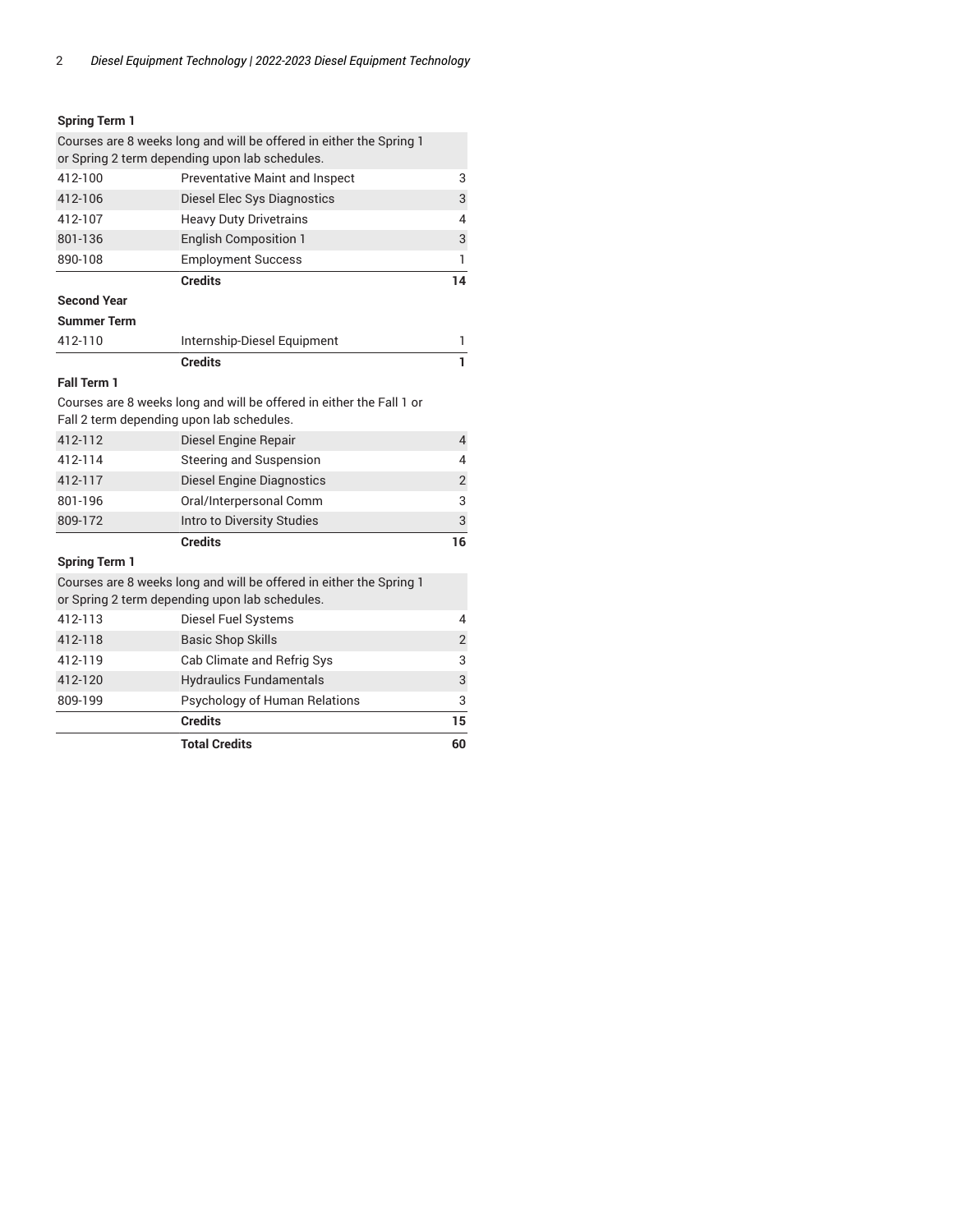**Spring Term 1**

| | | |
|---|---|---|
| Courses are 8 weeks long and will be offered in either the Spring 1 or Spring 2 term depending upon lab schedules. | | |
| 412-100 | Preventative Maint and Inspect | 3 |
| 412-106 | Diesel Elec Sys Diagnostics | 3 |
| 412-107 | Heavy Duty Drivetrains | 4 |
| 801-136 | English Composition 1 | 3 |
| 890-108 | Employment Success | 1 |
| | **Credits** | **14** |

**Second Year**

**Summer Term**

| | | |
|---|---|---|
| 412-110 | Internship-Diesel Equipment | 1 |
| | **Credits** | **1** |

**Fall Term 1**

| | | |
|---|---|---|
| Courses are 8 weeks long and will be offered in either the Fall 1 or Fall 2 term depending upon lab schedules. | | |
| 412-112 | Diesel Engine Repair | 4 |
| 412-114 | Steering and Suspension | 4 |
| 412-117 | Diesel Engine Diagnostics | 2 |
| 801-196 | Oral/Interpersonal Comm | 3 |
| 809-172 | Intro to Diversity Studies | 3 |
| | **Credits** | **16** |

**Spring Term 1**

| | | |
|---|---|---|
| Courses are 8 weeks long and will be offered in either the Spring 1 or Spring 2 term depending upon lab schedules. | | |
| 412-113 | Diesel Fuel Systems | 4 |
| 412-118 | Basic Shop Skills | 2 |
| 412-119 | Cab Climate and Refrig Sys | 3 |
| 412-120 | Hydraulics Fundamentals | 3 |
| 809-199 | Psychology of Human Relations | 3 |
| | **Credits** | **15** |
| | **Total Credits** | **60** |